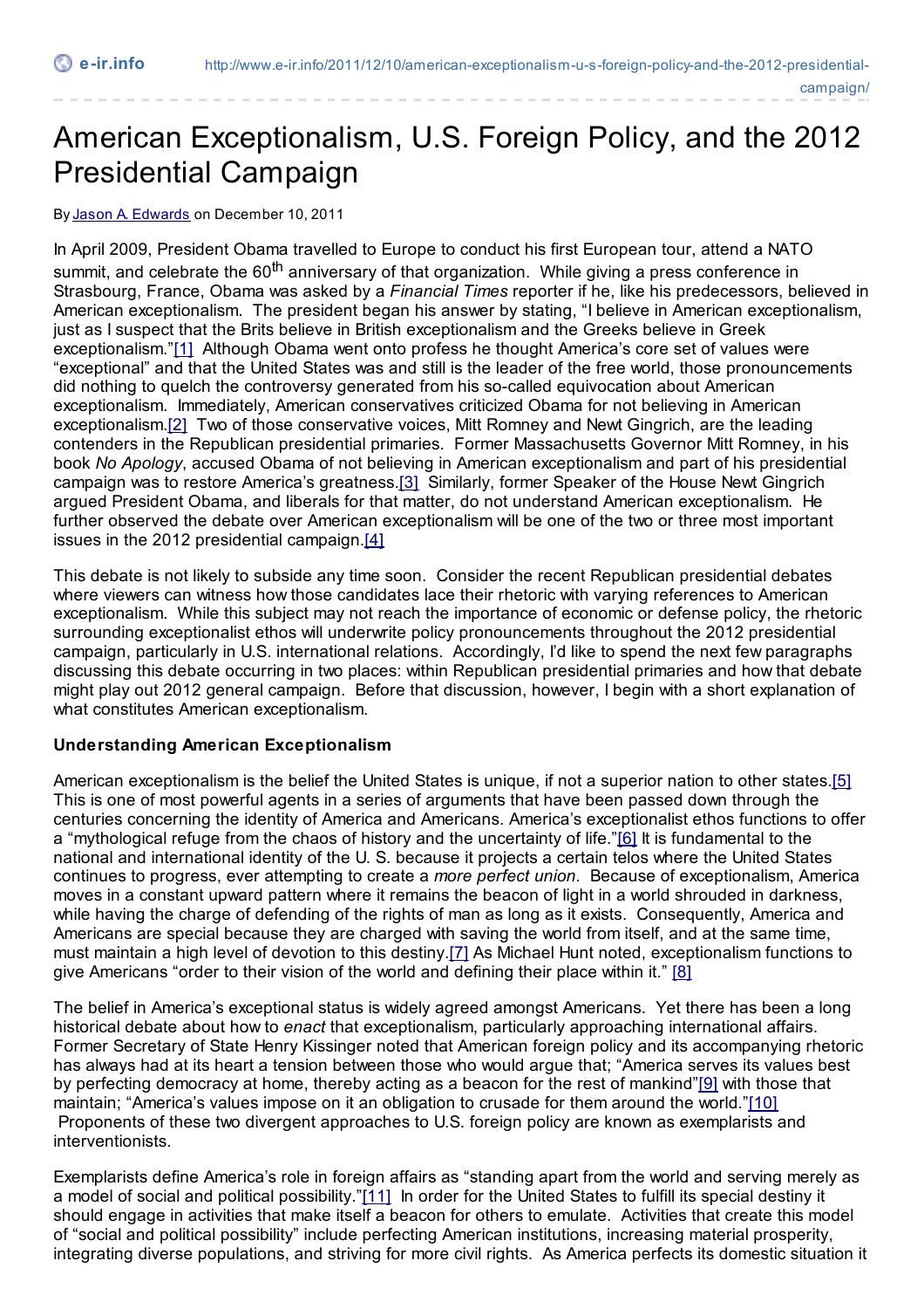# American Exceptionalism, U.S. Foreign Policy, and the 2012 Presidential Campaign

By Jason A. Edwards on December 10, 2011

In April 2009, President Obama travelled to Europe to conduct his first European tour, attend a NATO summit, and celebrate the 60th anniversary of that organization. While giving a press conference in Strasbourg, France, Obama was asked by a *Financial Times* reporter if he, like his predecessors, believed in American exceptionalism. The president began his answer by stating, "I believe in American exceptionalism, just as I suspect that the Brits believe in British exceptionalism and the Greeks believe in Greek exceptionalism."[1] Although Obama went onto profess he thought America's core set of values were "exceptional" and that the United States was and still is the leader of the free world, those pronouncements did nothing to quelch the controversy generated from his so-called equivocation about American exceptionalism. Immediately, American conservatives criticized Obama for not believing in American exceptionalism.[2] Two of those conservative voices, Mitt Romney and Newt Gingrich, are the leading contenders in the Republican presidential primaries. Former Massachusetts Governor Mitt Romney, in his book *No Apology*, accused Obama of not believing in American exceptionalism and part of his presidential campaign was to restore America's greatness.[3] Similarly, former Speaker of the House Newt Gingrich argued President Obama, and liberals for that matter, do not understand American exceptionalism. He further observed the debate over American exceptionalism will be one of the two or three most important issues in the 2012 presidential campaign.[4]

This debate is not likely to subside any time soon. Consider the recent Republican presidential debates where viewers can witness how those candidates lace their rhetoric with varying references to American exceptionalism. While this subject may not reach the importance of economic or defense policy, the rhetoric surrounding exceptionalist ethos will underwrite policy pronouncements throughout the 2012 presidential campaign, particularly in U.S. international relations. Accordingly, I'd like to spend the next few paragraphs discussing this debate occurring in two places: within Republican presidential primaries and how that debate might play out 2012 general campaign. Before that discussion, however, I begin with a short explanation of what constitutes American exceptionalism.

**Understanding American Exceptionalism**

American exceptionalism is the belief the United States is unique, if not a superior nation to other states.[5] This is one of most powerful agents in a series of arguments that have been passed down through the centuries concerning the identity of America and Americans. America's exceptionalist ethos functions to offer a "mythological refuge from the chaos of history and the uncertainty of life."[6] It is fundamental to the national and international identity of the U. S. because it projects a certain telos where the United States continues to progress, ever attempting to create a *more perfect union*. Because of exceptionalism, America moves in a constant upward pattern where it remains the beacon of light in a world shrouded in darkness, while having the charge of defending of the rights of man as long as it exists. Consequently, America and Americans are special because they are charged with saving the world from itself, and at the same time, must maintain a high level of devotion to this destiny.[7] As Michael Hunt noted, exceptionalism functions to give Americans "order to their vision of the world and defining their place within it." [8]

The belief in America's exceptional status is widely agreed amongst Americans. Yet there has been a long historical debate about how to *enact* that exceptionalism, particularly approaching international affairs. Former Secretary of State Henry Kissinger noted that American foreign policy and its accompanying rhetoric has always had at its heart a tension between those who would argue that; "America serves its values best by perfecting democracy at home, thereby acting as a beacon for the rest of mankind"[9] with those that maintain; "America's values impose on it an obligation to crusade for them around the world."[10] Proponents of these two divergent approaches to U.S. foreign policy are known as exemplarists and interventionists.

Exemplarists define America's role in foreign affairs as "standing apart from the world and serving merely as a model of social and political possibility."[11] In order for the United States to fulfill its special destiny it should engage in activities that make itself a beacon for others to emulate. Activities that create this model of "social and political possibility" include perfecting American institutions, increasing material prosperity, integrating diverse populations, and striving for more civil rights. As America perfects its domestic situation it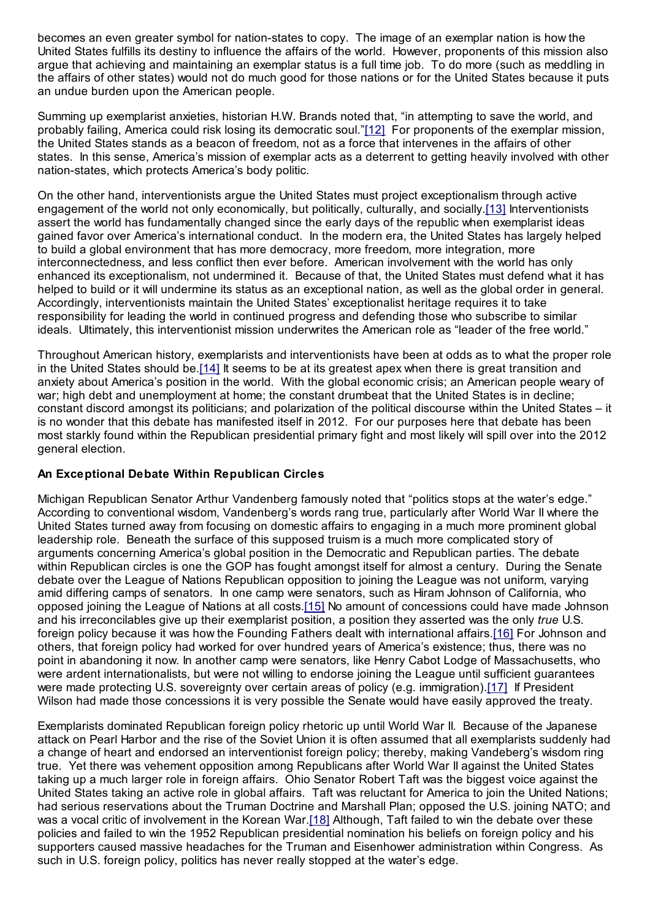becomes an even greater symbol for nation-states to copy. The image of an exemplar nation is how the United States fulfills its destiny to influence the affairs of the world. However, proponents of this mission also argue that achieving and maintaining an exemplar status is a full time job. To do more (such as meddling in the affairs of other states) would not do much good for those nations or for the United States because it puts an undue burden upon the American people.

Summing up exemplarist anxieties, historian H.W. Brands noted that, "in attempting to save the world, and probably failing, America could risk losing its democratic soul."[12] For proponents of the exemplar mission, the United States stands as a beacon of freedom, not as a force that intervenes in the affairs of other states. In this sense, America's mission of exemplar acts as a deterrent to getting heavily involved with other nation-states, which protects America's body politic.

On the other hand, interventionists argue the United States must project exceptionalism through active engagement of the world not only economically, but politically, culturally, and socially.[13] Interventionists assert the world has fundamentally changed since the early days of the republic when exemplarist ideas gained favor over America's international conduct. In the modern era, the United States has largely helped to build a global environment that has more democracy, more freedom, more integration, more interconnectedness, and less conflict then ever before. American involvement with the world has only enhanced its exceptionalism, not undermined it. Because of that, the United States must defend what it has helped to build or it will undermine its status as an exceptional nation, as well as the global order in general. Accordingly, interventionists maintain the United States' exceptionalist heritage requires it to take responsibility for leading the world in continued progress and defending those who subscribe to similar ideals. Ultimately, this interventionist mission underwrites the American role as "leader of the free world."

Throughout American history, exemplarists and interventionists have been at odds as to what the proper role in the United States should be.[14] It seems to be at its greatest apex when there is great transition and anxiety about America's position in the world. With the global economic crisis; an American people weary of war; high debt and unemployment at home; the constant drumbeat that the United States is in decline; constant discord amongst its politicians; and polarization of the political discourse within the United States – it is no wonder that this debate has manifested itself in 2012. For our purposes here that debate has been most starkly found within the Republican presidential primary fight and most likely will spill over into the 2012 general election.

**An Exceptional Debate Within Republican Circles**

Michigan Republican Senator Arthur Vandenberg famously noted that "politics stops at the water's edge." According to conventional wisdom, Vandenberg's words rang true, particularly after World War II where the United States turned away from focusing on domestic affairs to engaging in a much more prominent global leadership role. Beneath the surface of this supposed truism is a much more complicated story of arguments concerning America's global position in the Democratic and Republican parties. The debate within Republican circles is one the GOP has fought amongst itself for almost a century. During the Senate debate over the League of Nations Republican opposition to joining the League was not uniform, varying amid differing camps of senators. In one camp were senators, such as Hiram Johnson of California, who opposed joining the League of Nations at all costs.[15] No amount of concessions could have made Johnson and his irreconcilables give up their exemplarist position, a position they asserted was the only *true* U.S. foreign policy because it was how the Founding Fathers dealt with international affairs.[16] For Johnson and others, that foreign policy had worked for over hundred years of America's existence; thus, there was no point in abandoning it now. In another camp were senators, like Henry Cabot Lodge of Massachusetts, who were ardent internationalists, but were not willing to endorse joining the League until sufficient guarantees were made protecting U.S. sovereignty over certain areas of policy (e.g. immigration).[17] If President Wilson had made those concessions it is very possible the Senate would have easily approved the treaty.

Exemplarists dominated Republican foreign policy rhetoric up until World War II. Because of the Japanese attack on Pearl Harbor and the rise of the Soviet Union it is often assumed that all exemplarists suddenly had a change of heart and endorsed an interventionist foreign policy; thereby, making Vandeberg's wisdom ring true. Yet there was vehement opposition among Republicans after World War II against the United States taking up a much larger role in foreign affairs. Ohio Senator Robert Taft was the biggest voice against the United States taking an active role in global affairs. Taft was reluctant for America to join the United Nations; had serious reservations about the Truman Doctrine and Marshall Plan; opposed the U.S. joining NATO; and was a vocal critic of involvement in the Korean War.[18] Although, Taft failed to win the debate over these policies and failed to win the 1952 Republican presidential nomination his beliefs on foreign policy and his supporters caused massive headaches for the Truman and Eisenhower administration within Congress. As such in U.S. foreign policy, politics has never really stopped at the water's edge.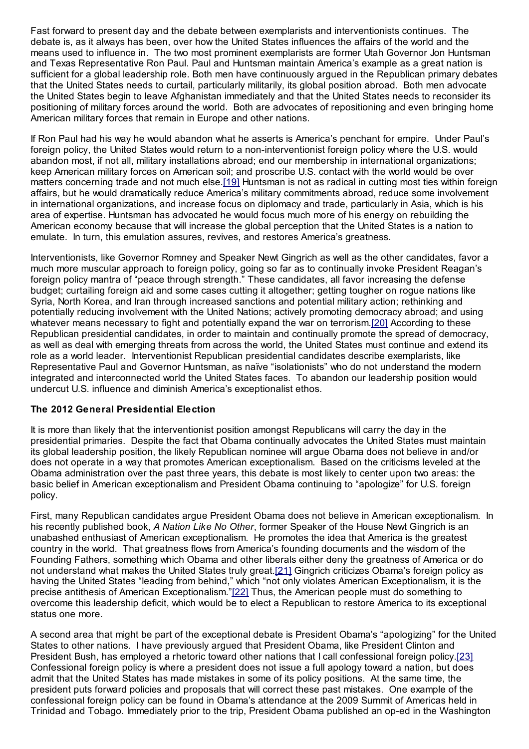Fast forward to present day and the debate between exemplarists and interventionists continues. The debate is, as it always has been, over how the United States influences the affairs of the world and the means used to influence in. The two most prominent exemplarists are former Utah Governor Jon Huntsman and Texas Representative Ron Paul. Paul and Huntsman maintain America's example as a great nation is sufficient for a global leadership role. Both men have continuously argued in the Republican primary debates that the United States needs to curtail, particularly militarily, its global position abroad. Both men advocate the United States begin to leave Afghanistan immediately and that the United States needs to reconsider its positioning of military forces around the world. Both are advocates of repositioning and even bringing home American military forces that remain in Europe and other nations.

If Ron Paul had his way he would abandon what he asserts is America's penchant for empire. Under Paul's foreign policy, the United States would return to a non-interventionist foreign policy where the U.S. would abandon most, if not all, military installations abroad; end our membership in international organizations; keep American military forces on American soil; and proscribe U.S. contact with the world would be over matters concerning trade and not much else.[19] Huntsman is not as radical in cutting most ties within foreign affairs, but he would dramatically reduce America's military commitments abroad, reduce some involvement in international organizations, and increase focus on diplomacy and trade, particularly in Asia, which is his area of expertise. Huntsman has advocated he would focus much more of his energy on rebuilding the American economy because that will increase the global perception that the United States is a nation to emulate. In turn, this emulation assures, revives, and restores America's greatness.

Interventionists, like Governor Romney and Speaker Newt Gingrich as well as the other candidates, favor a much more muscular approach to foreign policy, going so far as to continually invoke President Reagan's foreign policy mantra of "peace through strength." These candidates, all favor increasing the defense budget; curtailing foreign aid and some cases cutting it altogether; getting tougher on rogue nations like Syria, North Korea, and Iran through increased sanctions and potential military action; rethinking and potentially reducing involvement with the United Nations; actively promoting democracy abroad; and using whatever means necessary to fight and potentially expand the war on terrorism.[20] According to these Republican presidential candidates, in order to maintain and continually promote the spread of democracy, as well as deal with emerging threats from across the world, the United States must continue and extend its role as a world leader. Interventionist Republican presidential candidates describe exemplarists, like Representative Paul and Governor Huntsman, as naïve "isolationists" who do not understand the modern integrated and interconnected world the United States faces. To abandon our leadership position would undercut U.S. influence and diminish America's exceptionalist ethos.

**The 2012 General Presidential Election**

It is more than likely that the interventionist position amongst Republicans will carry the day in the presidential primaries. Despite the fact that Obama continually advocates the United States must maintain its global leadership position, the likely Republican nominee will argue Obama does not believe in and/or does not operate in a way that promotes American exceptionalism. Based on the criticisms leveled at the Obama administration over the past three years, this debate is most likely to center upon two areas: the basic belief in American exceptionalism and President Obama continuing to "apologize" for U.S. foreign policy.

First, many Republican candidates argue President Obama does not believe in American exceptionalism. In his recently published book, *A Nation Like No Other*, former Speaker of the House Newt Gingrich is an unabashed enthusiast of American exceptionalism. He promotes the idea that America is the greatest country in the world. That greatness flows from America's founding documents and the wisdom of the Founding Fathers, something which Obama and other liberals either deny the greatness of America or do not understand what makes the United States truly great.[21] Gingrich criticizes Obama's foreign policy as having the United States "leading from behind," which "not only violates American Exceptionalism, it is the precise antithesis of American Exceptionalism."[22] Thus, the American people must do something to overcome this leadership deficit, which would be to elect a Republican to restore America to its exceptional status one more.

A second area that might be part of the exceptional debate is President Obama's "apologizing" for the United States to other nations. I have previously argued that President Obama, like President Clinton and President Bush, has employed a rhetoric toward other nations that I call confessional foreign policy.[23] Confessional foreign policy is where a president does not issue a full apology toward a nation, but does admit that the United States has made mistakes in some of its policy positions. At the same time, the president puts forward policies and proposals that will correct these past mistakes. One example of the confessional foreign policy can be found in Obama's attendance at the 2009 Summit of Americas held in Trinidad and Tobago. Immediately prior to the trip, President Obama published an op-ed in the Washington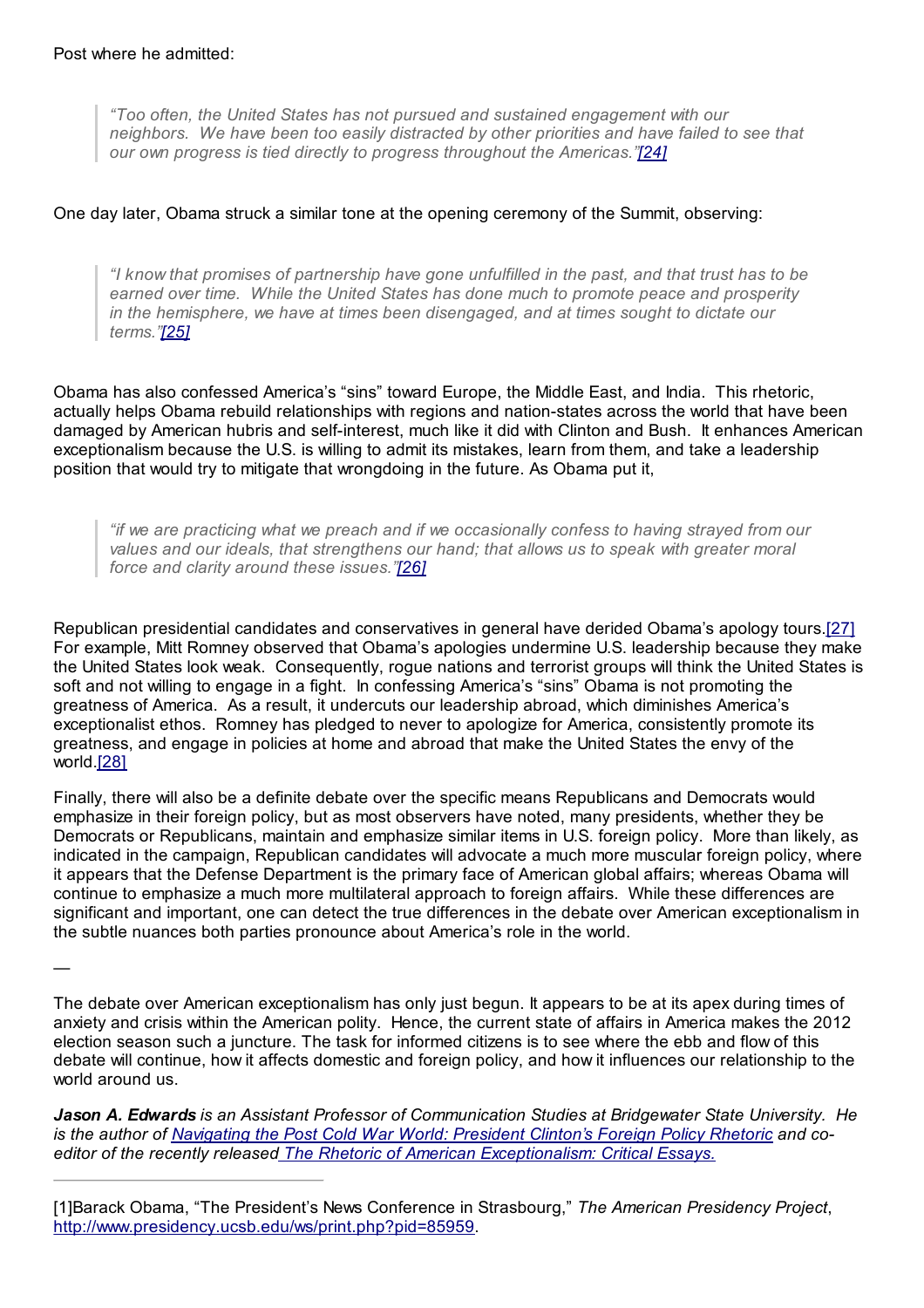Post where he admitted:

> *"Too often, the United States has not pursued and sustained engagement with our neighbors. We have been too easily distracted by other priorities and have failed to see that our own progress is tied directly to progress throughout the Americas."[24]*

One day later, Obama struck a similar tone at the opening ceremony of the Summit, observing:

> *"I know that promises of partnership have gone unfulfilled in the past, and that trust has to be earned over time. While the United States has done much to promote peace and prosperity in the hemisphere, we have at times been disengaged, and at times sought to dictate our terms."[25]*

Obama has also confessed America's "sins" toward Europe, the Middle East, and India. This rhetoric, actually helps Obama rebuild relationships with regions and nation-states across the world that have been damaged by American hubris and self-interest, much like it did with Clinton and Bush. It enhances American exceptionalism because the U.S. is willing to admit its mistakes, learn from them, and take a leadership position that would try to mitigate that wrongdoing in the future. As Obama put it,

> *"if we are practicing what we preach and if we occasionally confess to having strayed from our values and our ideals, that strengthens our hand; that allows us to speak with greater moral force and clarity around these issues."[26]*

Republican presidential candidates and conservatives in general have derided Obama's apology tours.[27] For example, Mitt Romney observed that Obama's apologies undermine U.S. leadership because they make the United States look weak. Consequently, rogue nations and terrorist groups will think the United States is soft and not willing to engage in a fight. In confessing America's "sins" Obama is not promoting the greatness of America. As a result, it undercuts our leadership abroad, which diminishes America's exceptionalist ethos. Romney has pledged to never to apologize for America, consistently promote its greatness, and engage in policies at home and abroad that make the United States the envy of the world.[28]

Finally, there will also be a definite debate over the specific means Republicans and Democrats would emphasize in their foreign policy, but as most observers have noted, many presidents, whether they be Democrats or Republicans, maintain and emphasize similar items in U.S. foreign policy. More than likely, as indicated in the campaign, Republican candidates will advocate a much more muscular foreign policy, where it appears that the Defense Department is the primary face of American global affairs; whereas Obama will continue to emphasize a much more multilateral approach to foreign affairs. While these differences are significant and important, one can detect the true differences in the debate over American exceptionalism in the subtle nuances both parties pronounce about America's role in the world.

—

The debate over American exceptionalism has only just begun. It appears to be at its apex during times of anxiety and crisis within the American polity. Hence, the current state of affairs in America makes the 2012 election season such a juncture. The task for informed citizens is to see where the ebb and flow of this debate will continue, how it affects domestic and foreign policy, and how it influences our relationship to the world around us.

***Jason A. Edwards** is an Assistant Professor of Communication Studies at Bridgewater State University. He is the author of Navigating the Post Cold War World: President Clinton's Foreign Policy Rhetoric and co-editor of the recently released The Rhetoric of American Exceptionalism: Critical Essays.*

---

[1]Barack Obama, "The President's News Conference in Strasbourg," *The American Presidency Project*, http://www.presidency.ucsb.edu/ws/print.php?pid=85959.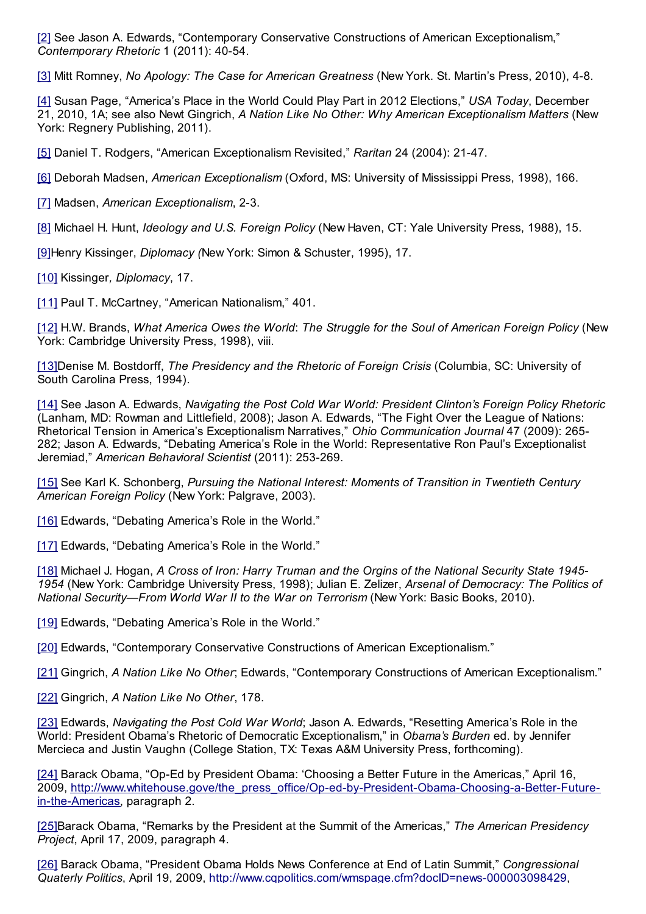[2] See Jason A. Edwards, “Contemporary Conservative Constructions of American Exceptionalism,” *Contemporary Rhetoric* 1 (2011): 40-54.

[3] Mitt Romney, *No Apology: The Case for American Greatness* (New York. St. Martin’s Press, 2010), 4-8.

[4] Susan Page, “America’s Place in the World Could Play Part in 2012 Elections,” *USA Today*, December 21, 2010, 1A; see also Newt Gingrich, *A Nation Like No Other: Why American Exceptionalism Matters* (New York: Regnery Publishing, 2011).

[5] Daniel T. Rodgers, “American Exceptionalism Revisited,” *Raritan* 24 (2004): 21-47.

[6] Deborah Madsen, *American Exceptionalism* (Oxford, MS: University of Mississippi Press, 1998), 166.

[7] Madsen, *American Exceptionalism*, 2-3.

[8] Michael H. Hunt, *Ideology and U.S. Foreign Policy* (New Haven, CT: Yale University Press, 1988), 15.

[9]Henry Kissinger, *Diplomacy (*New York: Simon & Schuster, 1995), 17.

[10] Kissinger*, Diplomacy*, 17.

[11] Paul T. McCartney, “American Nationalism,” 401.

[12] H.W. Brands, *What America Owes the World*: *The Struggle for the Soul of American Foreign Policy* (New York: Cambridge University Press, 1998), viii.

[13]Denise M. Bostdorff, *The Presidency and the Rhetoric of Foreign Crisis* (Columbia, SC: University of South Carolina Press, 1994).

[14] See Jason A. Edwards, *Navigating the Post Cold War World: President Clinton’s Foreign Policy Rhetoric* (Lanham, MD: Rowman and Littlefield, 2008); Jason A. Edwards, “The Fight Over the League of Nations: Rhetorical Tension in America’s Exceptionalism Narratives,” *Ohio Communication Journal* 47 (2009): 265-282; Jason A. Edwards, “Debating America’s Role in the World: Representative Ron Paul’s Exceptionalist Jeremiad,” *American Behavioral Scientist* (2011): 253-269.

[15] See Karl K. Schonberg, *Pursuing the National Interest: Moments of Transition in Twentieth Century American Foreign Policy* (New York: Palgrave, 2003).

[16] Edwards, “Debating America’s Role in the World.”

[17] Edwards, “Debating America’s Role in the World.”

[18] Michael J. Hogan, *A Cross of Iron: Harry Truman and the Orgins of the National Security State 1945-1954* (New York: Cambridge University Press, 1998); Julian E. Zelizer, *Arsenal of Democracy: The Politics of National Security—From World War II to the War on Terrorism* (New York: Basic Books, 2010).

[19] Edwards, “Debating America’s Role in the World.”

[20] Edwards, “Contemporary Conservative Constructions of American Exceptionalism.”

[21] Gingrich, *A Nation Like No Other*; Edwards, “Contemporary Constructions of American Exceptionalism.”

[22] Gingrich, *A Nation Like No Other*, 178.

[23] Edwards, *Navigating the Post Cold War World*; Jason A. Edwards, “Resetting America’s Role in the World: President Obama’s Rhetoric of Democratic Exceptionalism,” in *Obama’s Burden* ed. by Jennifer Mercieca and Justin Vaughn (College Station, TX: Texas A&M University Press, forthcoming).

[24] Barack Obama, “Op-Ed by President Obama: ‘Choosing a Better Future in the Americas,” April 16, 2009, http://www.whitehouse.gove/the_press_office/Op-ed-by-President-Obama-Choosing-a-Better-Future-in-the-Americas, paragraph 2.

[25]Barack Obama, “Remarks by the President at the Summit of the Americas,” *The American Presidency Project*, April 17, 2009, paragraph 4.

[26] Barack Obama, “President Obama Holds News Conference at End of Latin Summit,” *Congressional Quaterly Politics*, April 19, 2009, http://www.cqpolitics.com/wmspage.cfm?docID=news-000003098429,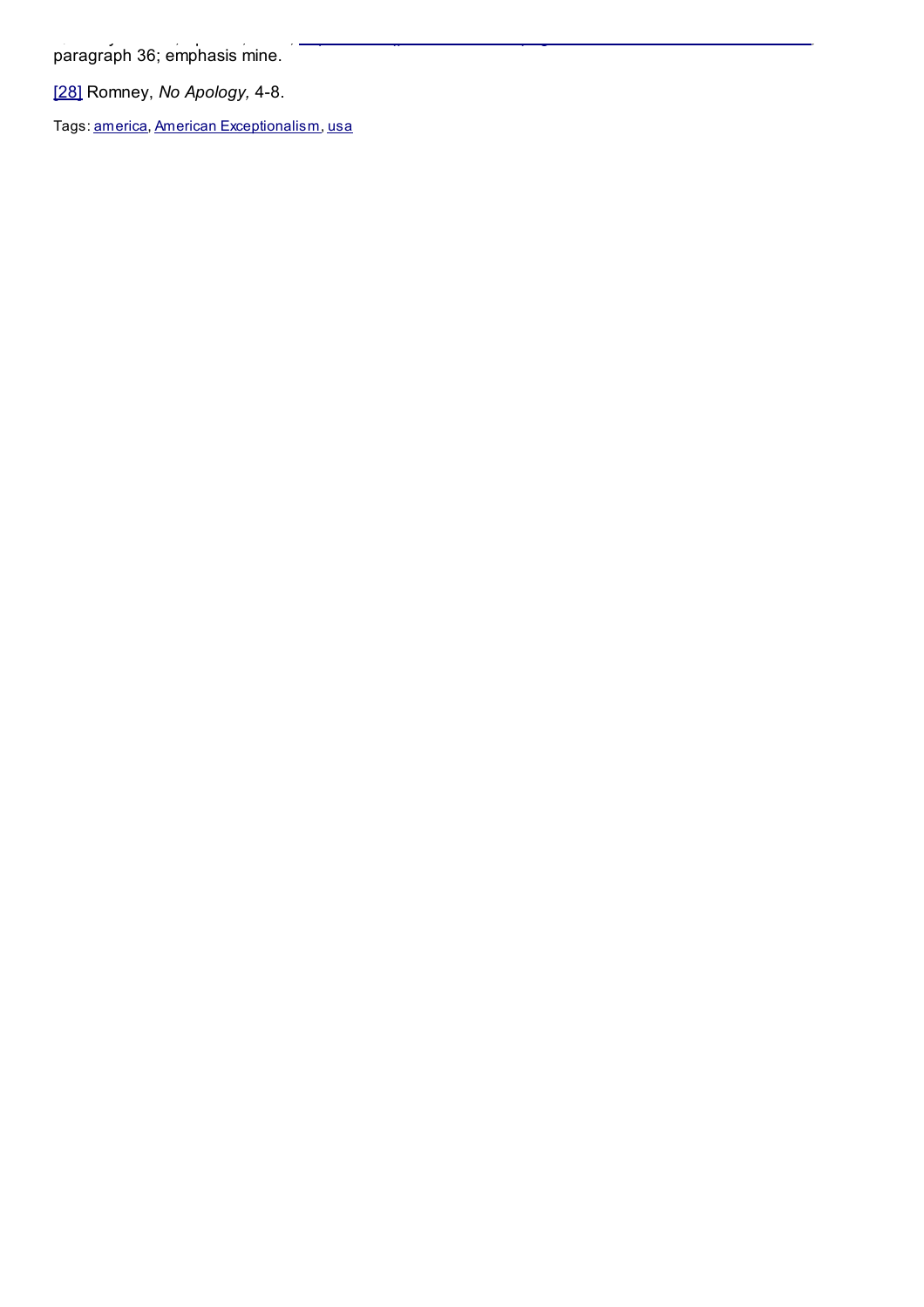paragraph 36; emphasis mine.

[28] Romney, *No Apology,* 4-8.

Tags: america, American Exceptionalism, usa